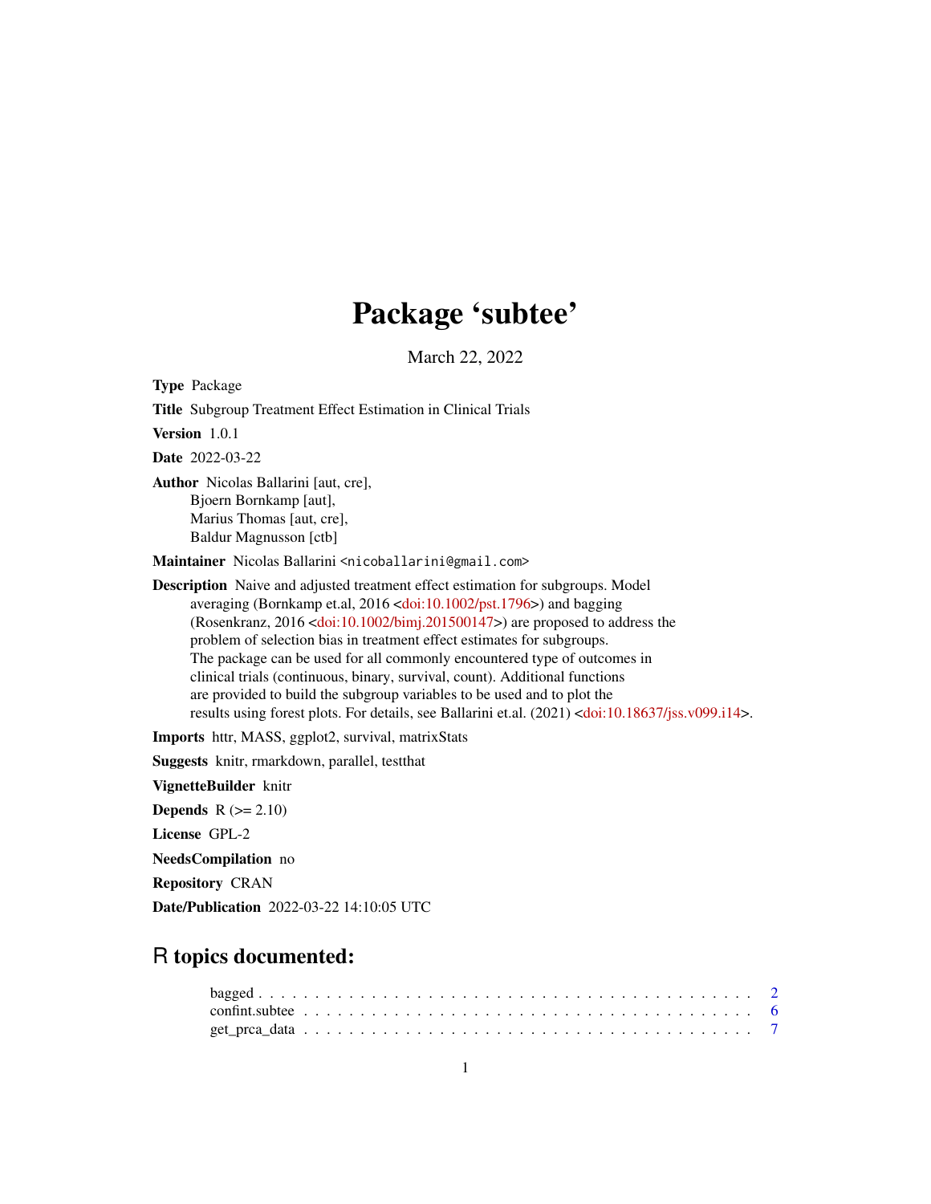# Package 'subtee'

March 22, 2022

**Type** Package

**Title** Subgroup Treatment Effect Estimation in Clinical Trials

**Version** 1.0.1

**Date** 2022-03-22

**Author** Nicolas Ballarini [aut, cre],
Bjoern Bornkamp [aut],
Marius Thomas [aut, cre],
Baldur Magnusson [ctb]

**Maintainer** Nicolas Ballarini <nicoballarini@gmail.com>

**Description** Naive and adjusted treatment effect estimation for subgroups. Model averaging (Bornkamp et.al, 2016 <doi:10.1002/pst.1796>) and bagging (Rosenkranz, 2016 <doi:10.1002/bimj.201500147>) are proposed to address the problem of selection bias in treatment effect estimates for subgroups. The package can be used for all commonly encountered type of outcomes in clinical trials (continuous, binary, survival, count). Additional functions are provided to build the subgroup variables to be used and to plot the results using forest plots. For details, see Ballarini et.al. (2021) <doi:10.18637/jss.v099.i14>.

**Imports** httr, MASS, ggplot2, survival, matrixStats

**Suggests** knitr, rmarkdown, parallel, testthat

**VignetteBuilder** knitr

**Depends** R (>= 2.10)

**License** GPL-2

**NeedsCompilation** no

**Repository** CRAN

**Date/Publication** 2022-03-22 14:10:05 UTC

## R topics documented:

bagged . . . . . . . . . . . . . . . . . . . . . . . . . . . . . . . . . . . . . . . . 2
confint.subtee . . . . . . . . . . . . . . . . . . . . . . . . . . . . . . . . . . . . . 6
get_prca_data . . . . . . . . . . . . . . . . . . . . . . . . . . . . . . . . . . . . . 7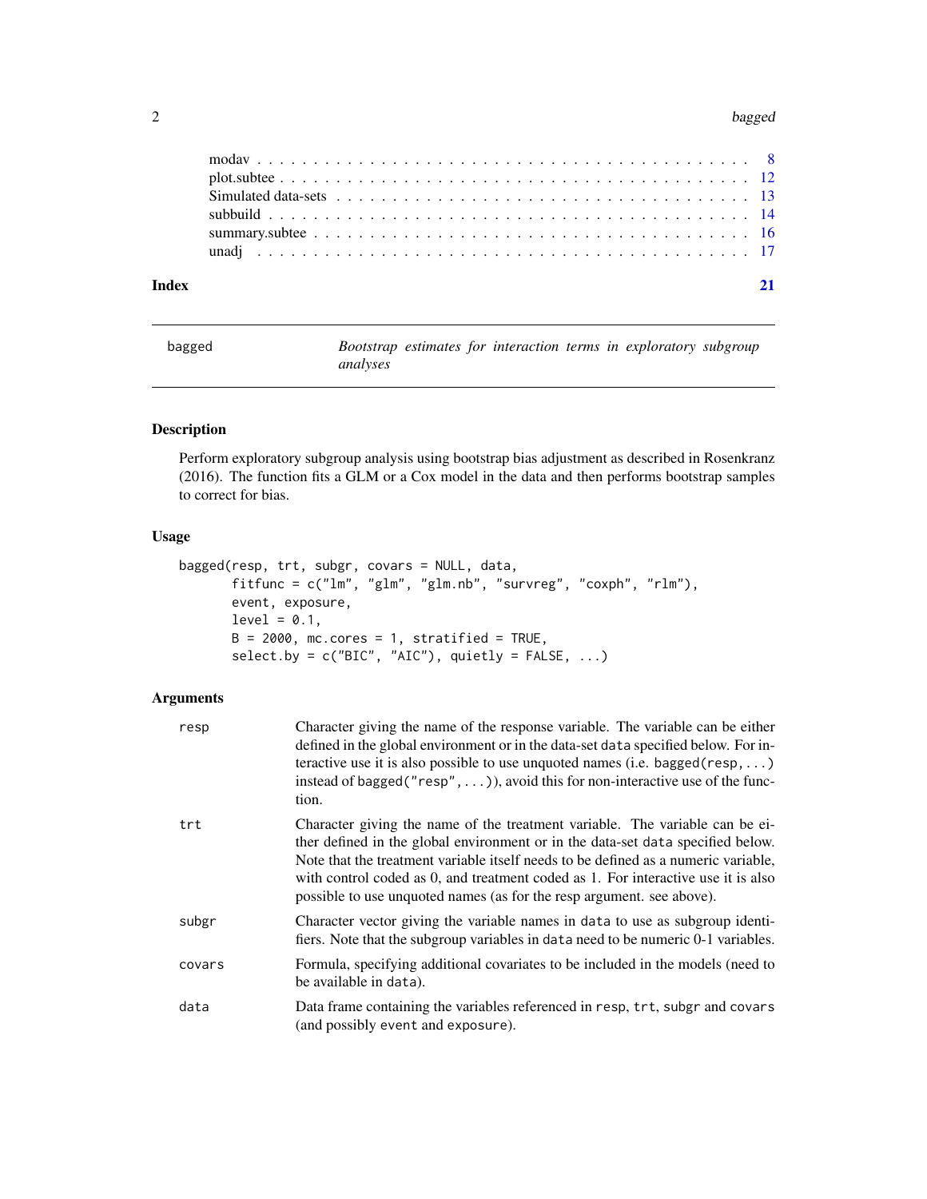| | |
|---|---|
| modav | 8 |
| plot.subtee | 12 |
| Simulated data-sets | 13 |
| subbuild | 14 |
| summary.subtee | 16 |
| unadj | 17 |

**Index** **21**

---

## bagged — *Bootstrap estimates for interaction terms in exploratory subgroup analyses*

### Description

Perform exploratory subgroup analysis using bootstrap bias adjustment as described in Rosenkranz (2016). The function fits a GLM or a Cox model in the data and then performs bootstrap samples to correct for bias.

### Usage

```
bagged(resp, trt, subgr, covars = NULL, data,
       fitfunc = c("lm", "glm", "glm.nb", "survreg", "coxph", "rlm"),
       event, exposure,
       level = 0.1,
       B = 2000, mc.cores = 1, stratified = TRUE,
       select.by = c("BIC", "AIC"), quietly = FALSE, ...)
```

### Arguments

| | |
|---|---|
| `resp` | Character giving the name of the response variable. The variable can be either defined in the global environment or in the data-set `data` specified below. For interactive use it is also possible to use unquoted names (i.e. `bagged(resp,...)` instead of `bagged("resp",...)`), avoid this for non-interactive use of the function. |
| `trt` | Character giving the name of the treatment variable. The variable can be either defined in the global environment or in the data-set `data` specified below. Note that the treatment variable itself needs to be defined as a numeric variable, with control coded as 0, and treatment coded as 1. For interactive use it is also possible to use unquoted names (as for the resp argument. see above). |
| `subgr` | Character vector giving the variable names in `data` to use as subgroup identifiers. Note that the subgroup variables in `data` need to be numeric 0-1 variables. |
| `covars` | Formula, specifying additional covariates to be included in the models (need to be available in `data`). |
| `data` | Data frame containing the variables referenced in `resp`, `trt`, `subgr` and `covars` (and possibly `event` and `exposure`). |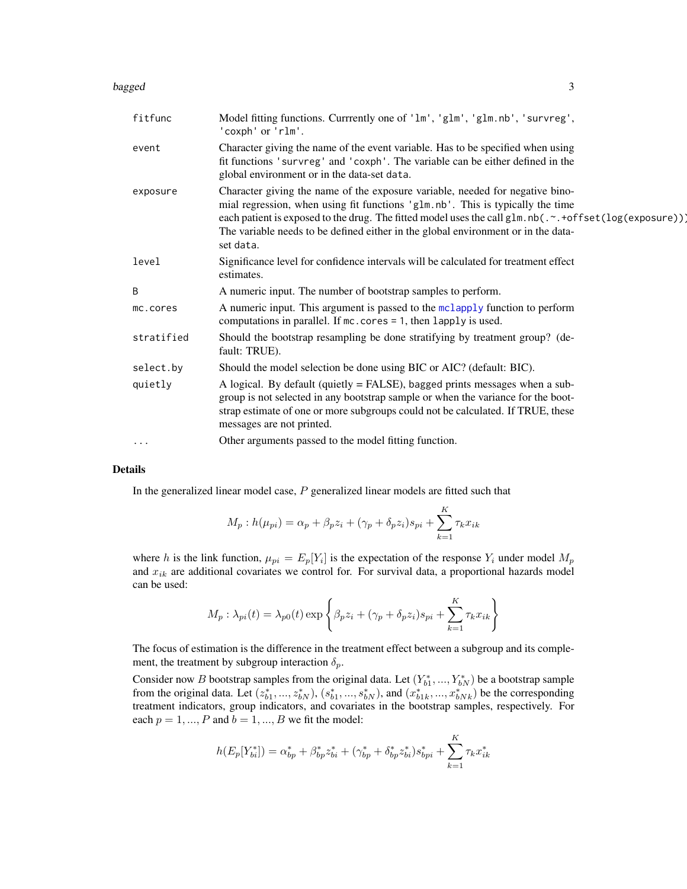| | |
|---|---|
| fitfunc | Model fitting functions. Currrently one of 'lm', 'glm', 'glm.nb', 'survreg', 'coxph' or 'rlm'. |
| event | Character giving the name of the event variable. Has to be specified when using fit functions 'survreg' and 'coxph'. The variable can be either defined in the global environment or in the data-set data. |
| exposure | Character giving the name of the exposure variable, needed for negative binomial regression, when using fit functions 'glm.nb'. This is typically the time each patient is exposed to the drug. The fitted model uses the call glm.nb(.~.+offset(log(exposure))). The variable needs to be defined either in the global environment or in the data-set data. |
| level | Significance level for confidence intervals will be calculated for treatment effect estimates. |
| B | A numeric input. The number of bootstrap samples to perform. |
| mc.cores | A numeric input. This argument is passed to the mclapply function to perform computations in parallel. If mc.cores = 1, then lapply is used. |
| stratified | Should the bootstrap resampling be done stratifying by treatment group? (default: TRUE). |
| select.by | Should the model selection be done using BIC or AIC? (default: BIC). |
| quietly | A logical. By default (quietly = FALSE), bagged prints messages when a subgroup is not selected in any bootstrap sample or when the variance for the bootstrap estimate of one or more subgroups could not be calculated. If TRUE, these messages are not printed. |
| ... | Other arguments passed to the model fitting function. |

## Details

In the generalized linear model case, $P$ generalized linear models are fitted such that

$$M_p : h(\mu_{pi}) = \alpha_p + \beta_p z_i + (\gamma_p + \delta_p z_i) s_{pi} + \sum_{k=1}^{K} \tau_k x_{ik}$$

where $h$ is the link function, $\mu_{pi} = E_p[Y_i]$ is the expectation of the response $Y_i$ under model $M_p$ and $x_{ik}$ are additional covariates we control for. For survival data, a proportional hazards model can be used:

$$M_p : \lambda_{pi}(t) = \lambda_{p0}(t) \exp\left\{ \beta_p z_i + (\gamma_p + \delta_p z_i) s_{pi} + \sum_{k=1}^{K} \tau_k x_{ik} \right\}$$

The focus of estimation is the difference in the treatment effect between a subgroup and its complement, the treatment by subgroup interaction $\delta_p$.

Consider now $B$ bootstrap samples from the original data. Let $(Y^*_{b1}, ..., Y^*_{bN})$ be a bootstrap sample from the original data. Let $(z^*_{b1}, ..., z^*_{bN})$, $(s^*_{b1}, ..., s^*_{bN})$, and $(x^*_{b1k}, ..., x^*_{bNk})$ be the corresponding treatment indicators, group indicators, and covariates in the bootstrap samples, respectively. For each $p = 1, ..., P$ and $b = 1, ..., B$ we fit the model:

$$h(E_p[Y^*_{bi}]) = \alpha^*_{bp} + \beta^*_{bp} z^*_{bi} + (\gamma^*_{bp} + \delta^*_{bp} z^*_{bi}) s^*_{bpi} + \sum_{k=1}^{K} \tau_k x^*_{ik}$$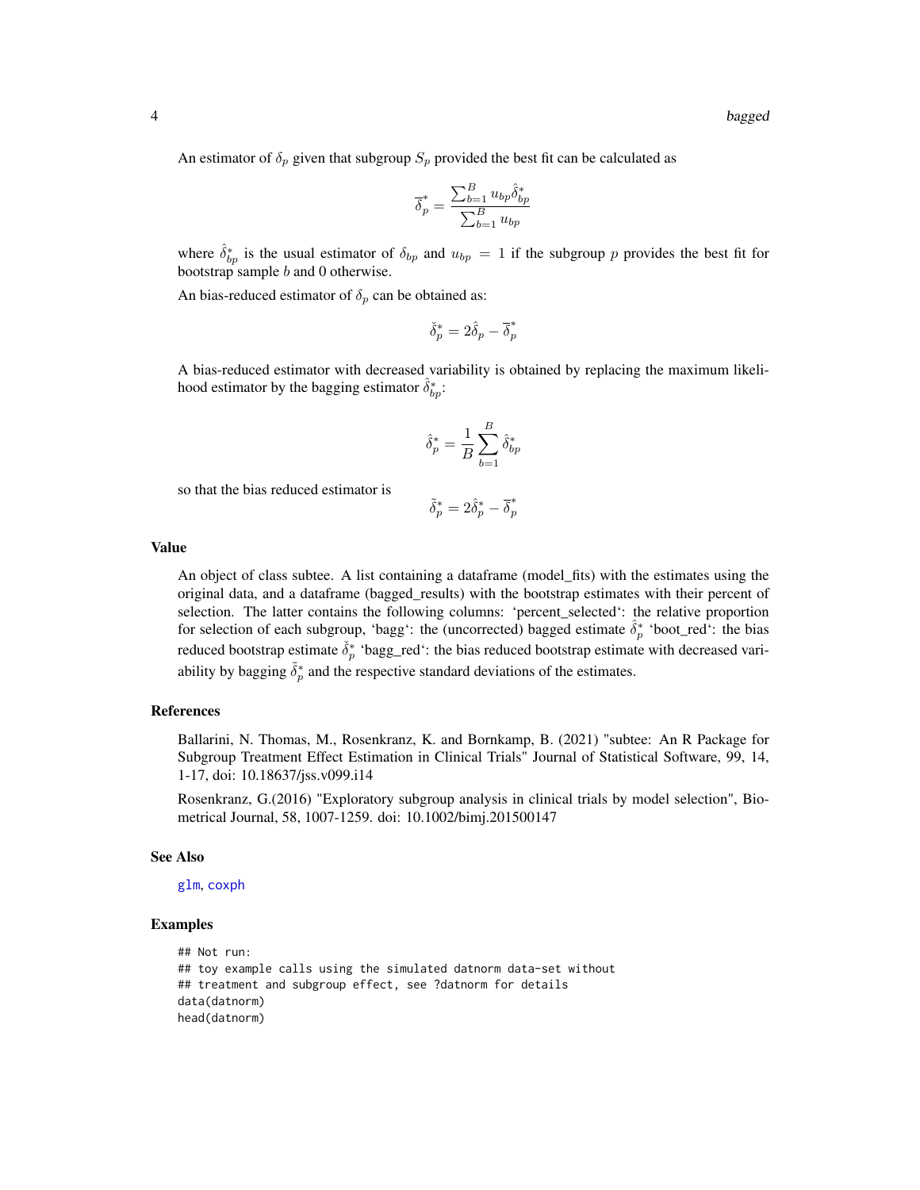An estimator of $\delta_p$ given that subgroup $S_p$ provided the best fit can be calculated as

$$\overline{\delta}_p^* = \frac{\sum_{b=1}^{B} u_{bp}\hat{\delta}_{bp}^*}{\sum_{b=1}^{B} u_{bp}}$$

where $\hat{\delta}_{bp}^*$ is the usual estimator of $\delta_{bp}$ and $u_{bp} = 1$ if the subgroup $p$ provides the best fit for bootstrap sample $b$ and 0 otherwise.

An bias-reduced estimator of $\delta_p$ can be obtained as:

$$\check{\delta}_p^* = 2\hat{\delta}_p - \overline{\delta}_p^*$$

A bias-reduced estimator with decreased variability is obtained by replacing the maximum likelihood estimator by the bagging estimator $\hat{\delta}_{bp}^*$:

$$\hat{\delta}_p^* = \frac{1}{B}\sum_{b=1}^{B} \hat{\delta}_{bp}^*$$

so that the bias reduced estimator is

$$\tilde{\delta}_p^* = 2\hat{\delta}_p^* - \overline{\delta}_p^*$$

## Value

An object of class subtee. A list containing a dataframe (model_fits) with the estimates using the original data, and a dataframe (bagged_results) with the bootstrap estimates with their percent of selection. The latter contains the following columns: 'percent_selected': the relative proportion for selection of each subgroup, 'bagg': the (uncorrected) bagged estimate $\hat{\delta}_p^*$ 'boot_red': the bias reduced bootstrap estimate $\check{\delta}_p^*$ 'bagg_red': the bias reduced bootstrap estimate with decreased variability by bagging $\tilde{\delta}_p^*$ and the respective standard deviations of the estimates.

## References

Ballarini, N. Thomas, M., Rosenkranz, K. and Bornkamp, B. (2021) "subtee: An R Package for Subgroup Treatment Effect Estimation in Clinical Trials" Journal of Statistical Software, 99, 14, 1-17, doi: 10.18637/jss.v099.i14

Rosenkranz, G.(2016) "Exploratory subgroup analysis in clinical trials by model selection", Biometrical Journal, 58, 1007-1259. doi: 10.1002/bimj.201500147

## See Also

glm, coxph

## Examples

```
## Not run:
## toy example calls using the simulated datnorm data-set without
## treatment and subgroup effect, see ?datnorm for details
data(datnorm)
head(datnorm)
```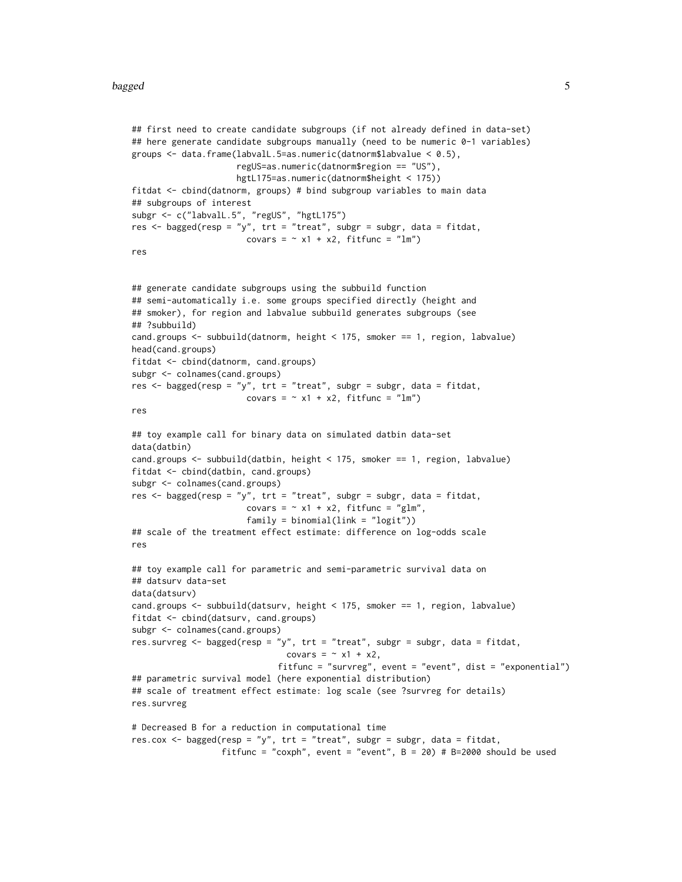```
## first need to create candidate subgroups (if not already defined in data-set)
## here generate candidate subgroups manually (need to be numeric 0-1 variables)
groups <- data.frame(labvalL.5=as.numeric(datnorm$labvalue < 0.5),
                     regUS=as.numeric(datnorm$region == "US"),
                     hgtL175=as.numeric(datnorm$height < 175))
fitdat <- cbind(datnorm, groups) # bind subgroup variables to main data
## subgroups of interest
subgr <- c("labvalL.5", "regUS", "hgtL175")
res <- bagged(resp = "y", trt = "treat", subgr = subgr, data = fitdat,
                      covars = ~ x1 + x2, fitfunc = "lm")
res


## generate candidate subgroups using the subbuild function
## semi-automatically i.e. some groups specified directly (height and
## smoker), for region and labvalue subbuild generates subgroups (see
## ?subbuild)
cand.groups <- subbuild(datnorm, height < 175, smoker == 1, region, labvalue)
head(cand.groups)
fitdat <- cbind(datnorm, cand.groups)
subgr <- colnames(cand.groups)
res <- bagged(resp = "y", trt = "treat", subgr = subgr, data = fitdat,
                      covars = ~ x1 + x2, fitfunc = "lm")
res

## toy example call for binary data on simulated datbin data-set
data(datbin)
cand.groups <- subbuild(datbin, height < 175, smoker == 1, region, labvalue)
fitdat <- cbind(datbin, cand.groups)
subgr <- colnames(cand.groups)
res <- bagged(resp = "y", trt = "treat", subgr = subgr, data = fitdat,
                      covars = ~ x1 + x2, fitfunc = "glm",
                      family = binomial(link = "logit"))
## scale of the treatment effect estimate: difference on log-odds scale
res

## toy example call for parametric and semi-parametric survival data on
## datsurv data-set
data(datsurv)
cand.groups <- subbuild(datsurv, height < 175, smoker == 1, region, labvalue)
fitdat <- cbind(datsurv, cand.groups)
subgr <- colnames(cand.groups)
res.survreg <- bagged(resp = "y", trt = "treat", subgr = subgr, data = fitdat,
                              covars = ~ x1 + x2,
                            fitfunc = "survreg", event = "event", dist = "exponential")
## parametric survival model (here exponential distribution)
## scale of treatment effect estimate: log scale (see ?survreg for details)
res.survreg

# Decreased B for a reduction in computational time
res.cox <- bagged(resp = "y", trt = "treat", subgr = subgr, data = fitdat,
                 fitfunc = "coxph", event = "event", B = 20) # B=2000 should be used
```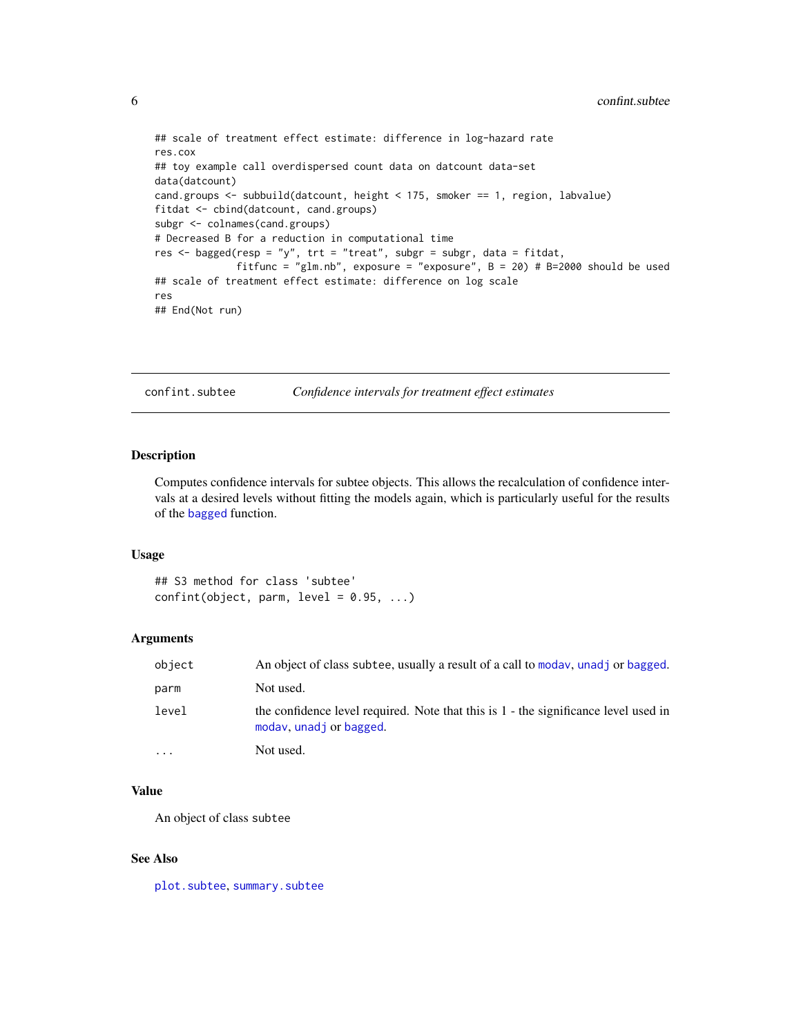```
## scale of treatment effect estimate: difference in log-hazard rate
res.cox
## toy example call overdispersed count data on datcount data-set
data(datcount)
cand.groups <- subbuild(datcount, height < 175, smoker == 1, region, labvalue)
fitdat <- cbind(datcount, cand.groups)
subgr <- colnames(cand.groups)
# Decreased B for a reduction in computational time
res <- bagged(resp = "y", trt = "treat", subgr = subgr, data = fitdat,
              fitfunc = "glm.nb", exposure = "exposure", B = 20) # B=2000 should be used
## scale of treatment effect estimate: difference on log scale
res
## End(Not run)
```

## confint.subtee — *Confidence intervals for treatment effect estimates*

### Description

Computes confidence intervals for subtee objects. This allows the recalculation of confidence intervals at a desired levels without fitting the models again, which is particularly useful for the results of the bagged function.

### Usage

```
## S3 method for class 'subtee'
confint(object, parm, level = 0.95, ...)
```

### Arguments

| | |
|---|---|
| object | An object of class subtee, usually a result of a call to modav, unadj or bagged. |
| parm | Not used. |
| level | the confidence level required. Note that this is 1 - the significance level used in modav, unadj or bagged. |
| ... | Not used. |

### Value

An object of class subtee

### See Also

plot.subtee, summary.subtee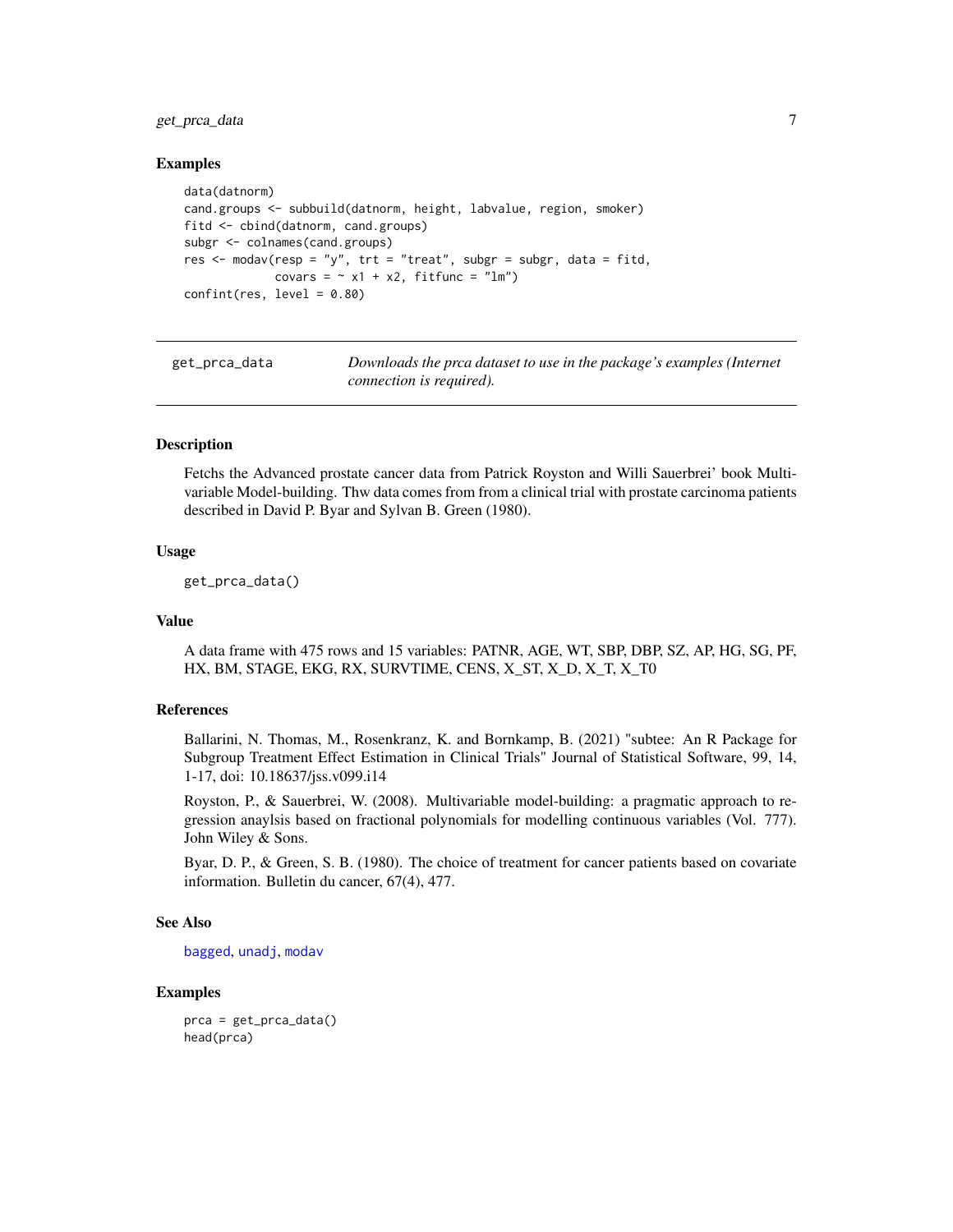### Examples

```
data(datnorm)
cand.groups <- subbuild(datnorm, height, labvalue, region, smoker)
fitd <- cbind(datnorm, cand.groups)
subgr <- colnames(cand.groups)
res <- modav(resp = "y", trt = "treat", subgr = subgr, data = fitd,
             covars = ~ x1 + x2, fitfunc = "lm")
confint(res, level = 0.80)
```

---

## get_prca_data — *Downloads the prca dataset to use in the package's examples (Internet connection is required).*

---

### Description

Fetchs the Advanced prostate cancer data from Patrick Royston and Willi Sauerbrei' book Multivariable Model-building. Thw data comes from from a clinical trial with prostate carcinoma patients described in David P. Byar and Sylvan B. Green (1980).

### Usage

```
get_prca_data()
```

### Value

A data frame with 475 rows and 15 variables: PATNR, AGE, WT, SBP, DBP, SZ, AP, HG, SG, PF, HX, BM, STAGE, EKG, RX, SURVTIME, CENS, X_ST, X_D, X_T, X_T0

### References

Ballarini, N. Thomas, M., Rosenkranz, K. and Bornkamp, B. (2021) "subtee: An R Package for Subgroup Treatment Effect Estimation in Clinical Trials" Journal of Statistical Software, 99, 14, 1-17, doi: 10.18637/jss.v099.i14

Royston, P., & Sauerbrei, W. (2008). Multivariable model-building: a pragmatic approach to regression anaylsis based on fractional polynomials for modelling continuous variables (Vol. 777). John Wiley & Sons.

Byar, D. P., & Green, S. B. (1980). The choice of treatment for cancer patients based on covariate information. Bulletin du cancer, 67(4), 477.

### See Also

bagged, unadj, modav

### Examples

```
prca = get_prca_data()
head(prca)
```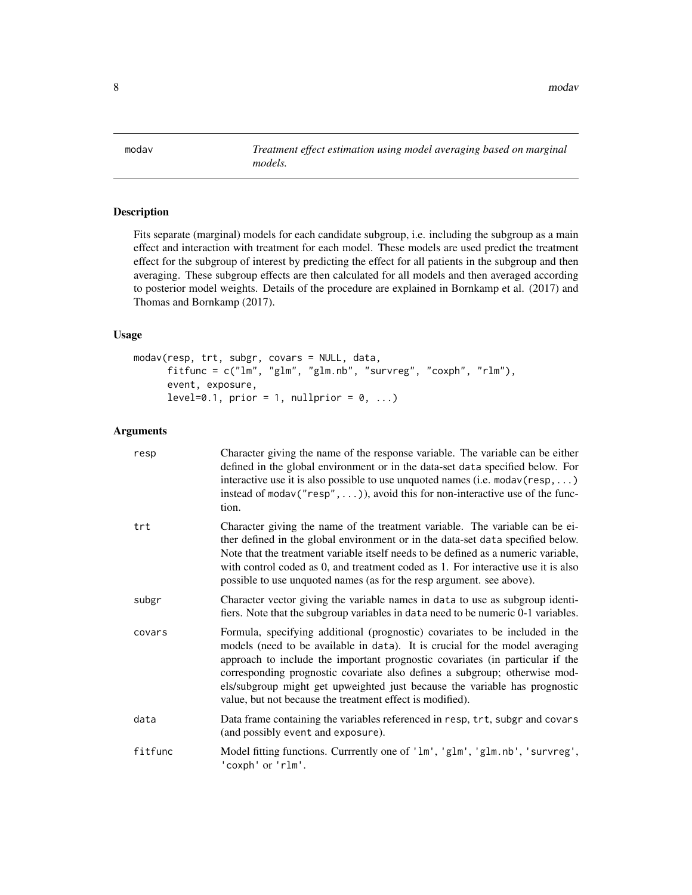## modav — *Treatment effect estimation using model averaging based on marginal models.*

### Description

Fits separate (marginal) models for each candidate subgroup, i.e. including the subgroup as a main effect and interaction with treatment for each model. These models are used predict the treatment effect for the subgroup of interest by predicting the effect for all patients in the subgroup and then averaging. These subgroup effects are then calculated for all models and then averaged according to posterior model weights. Details of the procedure are explained in Bornkamp et al. (2017) and Thomas and Bornkamp (2017).

### Usage

```
modav(resp, trt, subgr, covars = NULL, data,
      fitfunc = c("lm", "glm", "glm.nb", "survreg", "coxph", "rlm"),
      event, exposure,
      level=0.1, prior = 1, nullprior = 0, ...)
```

### Arguments

| | |
|---|---|
| `resp` | Character giving the name of the response variable. The variable can be either defined in the global environment or in the data-set `data` specified below. For interactive use it is also possible to use unquoted names (i.e. `modav(resp,...)` instead of `modav("resp",...)`), avoid this for non-interactive use of the function. |
| `trt` | Character giving the name of the treatment variable. The variable can be either defined in the global environment or in the data-set `data` specified below. Note that the treatment variable itself needs to be defined as a numeric variable, with control coded as 0, and treatment coded as 1. For interactive use it is also possible to use unquoted names (as for the resp argument. see above). |
| `subgr` | Character vector giving the variable names in `data` to use as subgroup identifiers. Note that the subgroup variables in `data` need to be numeric 0-1 variables. |
| `covars` | Formula, specifying additional (prognostic) covariates to be included in the models (need to be available in `data`). It is crucial for the model averaging approach to include the important prognostic covariates (in particular if the corresponding prognostic covariate also defines a subgroup; otherwise models/subgroup might get upweighted just because the variable has prognostic value, but not because the treatment effect is modified). |
| `data` | Data frame containing the variables referenced in `resp`, `trt`, `subgr` and `covars` (and possibly `event` and `exposure`). |
| `fitfunc` | Model fitting functions. Currrently one of `'lm'`, `'glm'`, `'glm.nb'`, `'survreg'`, `'coxph'` or `'rlm'`. |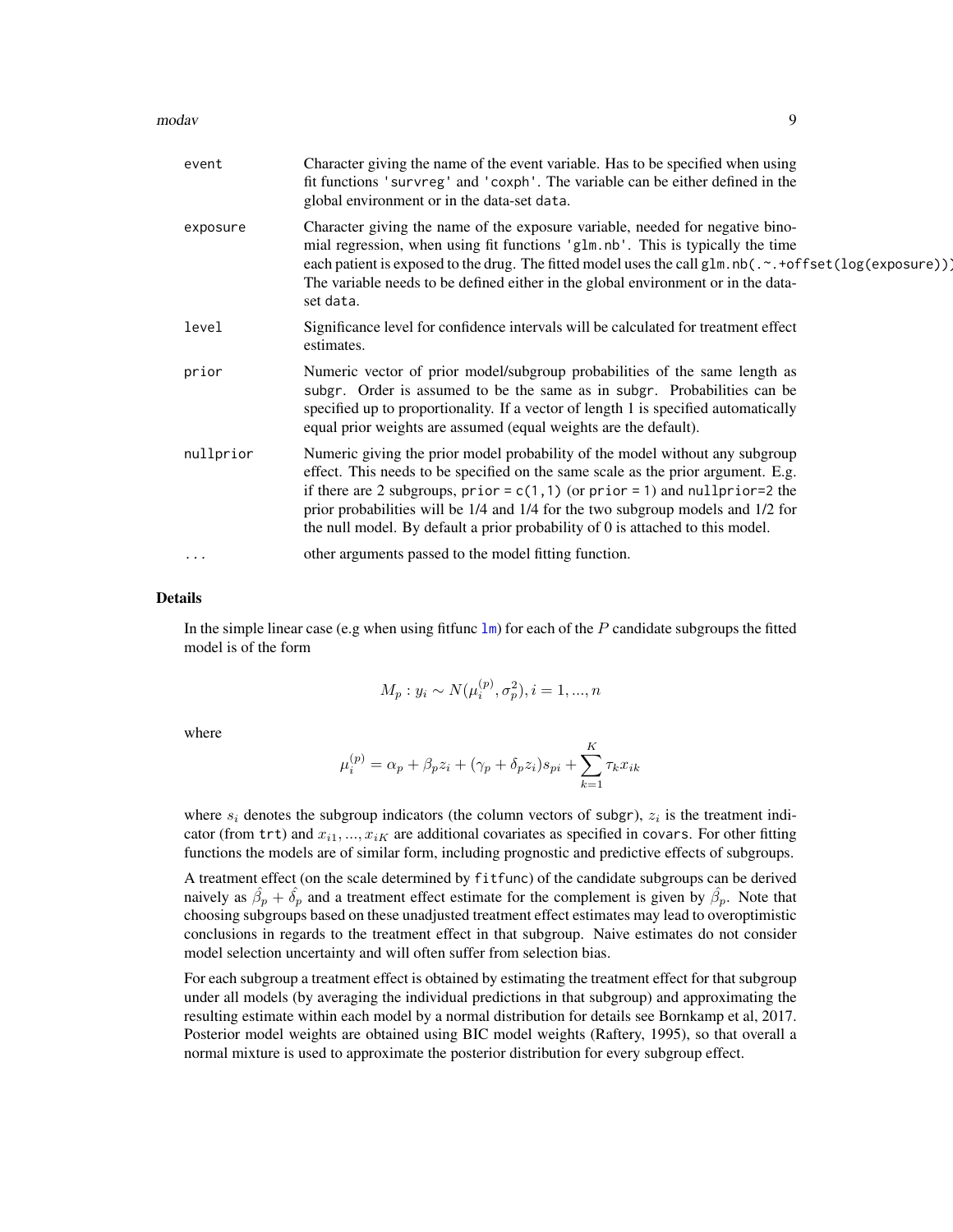| | |
|---|---|
| `event` | Character giving the name of the event variable. Has to be specified when using fit functions 'survreg' and 'coxph'. The variable can be either defined in the global environment or in the data-set data. |
| `exposure` | Character giving the name of the exposure variable, needed for negative binomial regression, when using fit functions 'glm.nb'. This is typically the time each patient is exposed to the drug. The fitted model uses the call glm.nb(.~.+offset(log(exposure))) The variable needs to be defined either in the global environment or in the data-set data. |
| `level` | Significance level for confidence intervals will be calculated for treatment effect estimates. |
| `prior` | Numeric vector of prior model/subgroup probabilities of the same length as subgr. Order is assumed to be the same as in subgr. Probabilities can be specified up to proportionality. If a vector of length 1 is specified automatically equal prior weights are assumed (equal weights are the default). |
| `nullprior` | Numeric giving the prior model probability of the model without any subgroup effect. This needs to be specified on the same scale as the prior argument. E.g. if there are 2 subgroups, prior = c(1,1) (or prior = 1) and nullprior=2 the prior probabilities will be 1/4 and 1/4 for the two subgroup models and 1/2 for the null model. By default a prior probability of 0 is attached to this model. |
| `...` | other arguments passed to the model fitting function. |

## Details

In the simple linear case (e.g when using fitfunc lm) for each of the $P$ candidate subgroups the fitted model is of the form

$$M_p : y_i \sim N(\mu_i^{(p)}, \sigma_p^2), i = 1, ..., n$$

where

$$\mu_i^{(p)} = \alpha_p + \beta_p z_i + (\gamma_p + \delta_p z_i) s_{pi} + \sum_{k=1}^{K} \tau_k x_{ik}$$

where $s_i$ denotes the subgroup indicators (the column vectors of subgr), $z_i$ is the treatment indicator (from trt) and $x_{i1}, ..., x_{iK}$ are additional covariates as specified in covars. For other fitting functions the models are of similar form, including prognostic and predictive effects of subgroups.

A treatment effect (on the scale determined by fitfunc) of the candidate subgroups can be derived naively as $\hat{\beta}_p + \hat{\delta}_p$ and a treatment effect estimate for the complement is given by $\hat{\beta}_p$. Note that choosing subgroups based on these unadjusted treatment effect estimates may lead to overoptimistic conclusions in regards to the treatment effect in that subgroup. Naive estimates do not consider model selection uncertainty and will often suffer from selection bias.

For each subgroup a treatment effect is obtained by estimating the treatment effect for that subgroup under all models (by averaging the individual predictions in that subgroup) and approximating the resulting estimate within each model by a normal distribution for details see Bornkamp et al, 2017. Posterior model weights are obtained using BIC model weights (Raftery, 1995), so that overall a normal mixture is used to approximate the posterior distribution for every subgroup effect.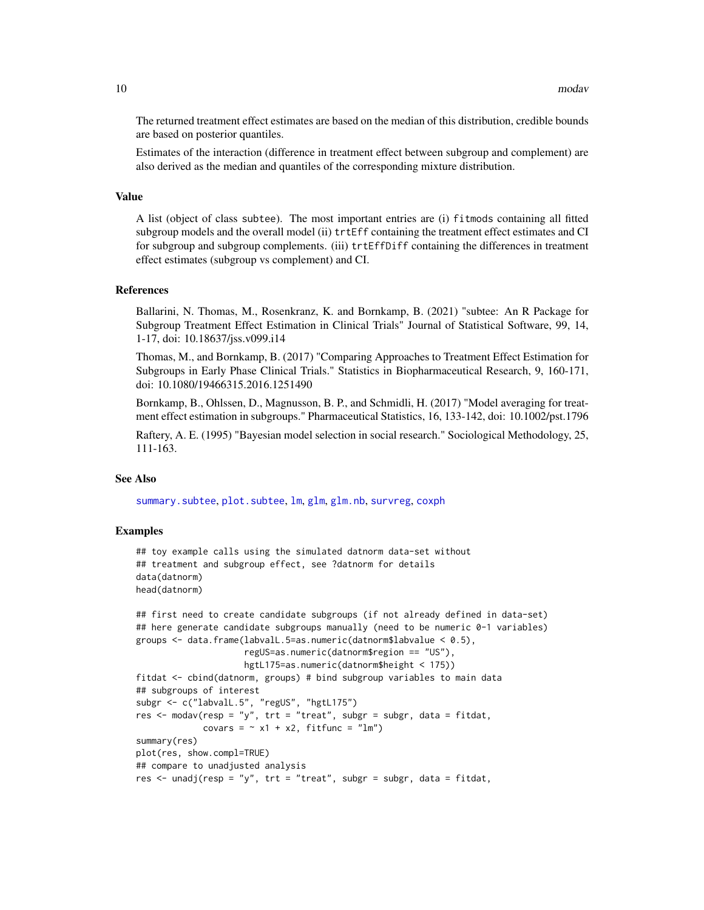The returned treatment effect estimates are based on the median of this distribution, credible bounds are based on posterior quantiles.

Estimates of the interaction (difference in treatment effect between subgroup and complement) are also derived as the median and quantiles of the corresponding mixture distribution.

## Value

A list (object of class subtee). The most important entries are (i) fitmods containing all fitted subgroup models and the overall model (ii) trtEff containing the treatment effect estimates and CI for subgroup and subgroup complements. (iii) trtEffDiff containing the differences in treatment effect estimates (subgroup vs complement) and CI.

## References

Ballarini, N. Thomas, M., Rosenkranz, K. and Bornkamp, B. (2021) "subtee: An R Package for Subgroup Treatment Effect Estimation in Clinical Trials" Journal of Statistical Software, 99, 14, 1-17, doi: 10.18637/jss.v099.i14

Thomas, M., and Bornkamp, B. (2017) "Comparing Approaches to Treatment Effect Estimation for Subgroups in Early Phase Clinical Trials." Statistics in Biopharmaceutical Research, 9, 160-171, doi: 10.1080/19466315.2016.1251490

Bornkamp, B., Ohlssen, D., Magnusson, B. P., and Schmidli, H. (2017) "Model averaging for treatment effect estimation in subgroups." Pharmaceutical Statistics, 16, 133-142, doi: 10.1002/pst.1796

Raftery, A. E. (1995) "Bayesian model selection in social research." Sociological Methodology, 25, 111-163.

## See Also

summary.subtee, plot.subtee, lm, glm, glm.nb, survreg, coxph

## Examples

```
## toy example calls using the simulated datnorm data-set without
## treatment and subgroup effect, see ?datnorm for details
data(datnorm)
head(datnorm)

## first need to create candidate subgroups (if not already defined in data-set)
## here generate candidate subgroups manually (need to be numeric 0-1 variables)
groups <- data.frame(labvalL.5=as.numeric(datnorm$labvalue < 0.5),
                     regUS=as.numeric(datnorm$region == "US"),
                     hgtL175=as.numeric(datnorm$height < 175))
fitdat <- cbind(datnorm, groups) # bind subgroup variables to main data
## subgroups of interest
subgr <- c("labvalL.5", "regUS", "hgtL175")
res <- modav(resp = "y", trt = "treat", subgr = subgr, data = fitdat,
             covars = ~ x1 + x2, fitfunc = "lm")
summary(res)
plot(res, show.compl=TRUE)
## compare to unadjusted analysis
res <- unadj(resp = "y", trt = "treat", subgr = subgr, data = fitdat,
```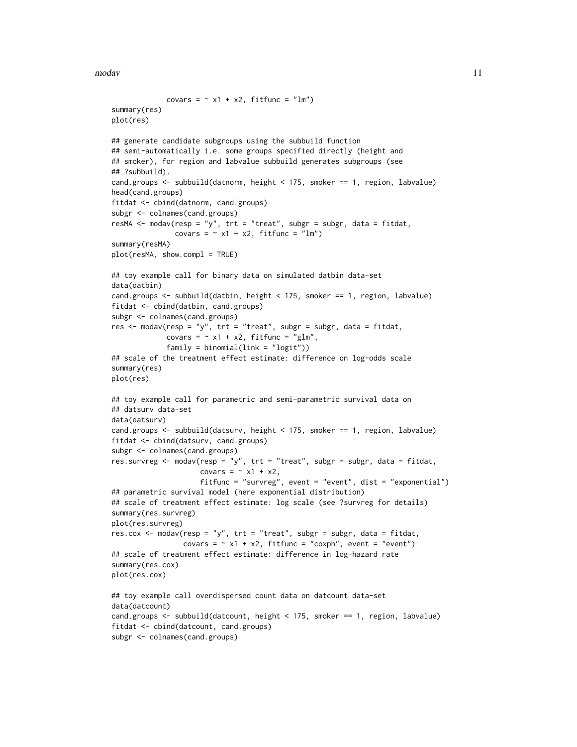```
             covars = ~ x1 + x2, fitfunc = "lm")
summary(res)
plot(res)

## generate candidate subgroups using the subbuild function
## semi-automatically i.e. some groups specified directly (height and
## smoker), for region and labvalue subbuild generates subgroups (see
## ?subbuild).
cand.groups <- subbuild(datnorm, height < 175, smoker == 1, region, labvalue)
head(cand.groups)
fitdat <- cbind(datnorm, cand.groups)
subgr <- colnames(cand.groups)
resMA <- modav(resp = "y", trt = "treat", subgr = subgr, data = fitdat,
               covars = ~ x1 + x2, fitfunc = "lm")
summary(resMA)
plot(resMA, show.compl = TRUE)

## toy example call for binary data on simulated datbin data-set
data(datbin)
cand.groups <- subbuild(datbin, height < 175, smoker == 1, region, labvalue)
fitdat <- cbind(datbin, cand.groups)
subgr <- colnames(cand.groups)
res <- modav(resp = "y", trt = "treat", subgr = subgr, data = fitdat,
             covars = ~ x1 + x2, fitfunc = "glm",
             family = binomial(link = "logit"))
## scale of the treatment effect estimate: difference on log-odds scale
summary(res)
plot(res)

## toy example call for parametric and semi-parametric survival data on
## datsurv data-set
data(datsurv)
cand.groups <- subbuild(datsurv, height < 175, smoker == 1, region, labvalue)
fitdat <- cbind(datsurv, cand.groups)
subgr <- colnames(cand.groups)
res.survreg <- modav(resp = "y", trt = "treat", subgr = subgr, data = fitdat,
                     covars = ~ x1 + x2,
                     fitfunc = "survreg", event = "event", dist = "exponential")
## parametric survival model (here exponential distribution)
## scale of treatment effect estimate: log scale (see ?survreg for details)
summary(res.survreg)
plot(res.survreg)
res.cox <- modav(resp = "y", trt = "treat", subgr = subgr, data = fitdat,
                 covars = ~ x1 + x2, fitfunc = "coxph", event = "event")
## scale of treatment effect estimate: difference in log-hazard rate
summary(res.cox)
plot(res.cox)

## toy example call overdispersed count data on datcount data-set
data(datcount)
cand.groups <- subbuild(datcount, height < 175, smoker == 1, region, labvalue)
fitdat <- cbind(datcount, cand.groups)
subgr <- colnames(cand.groups)
```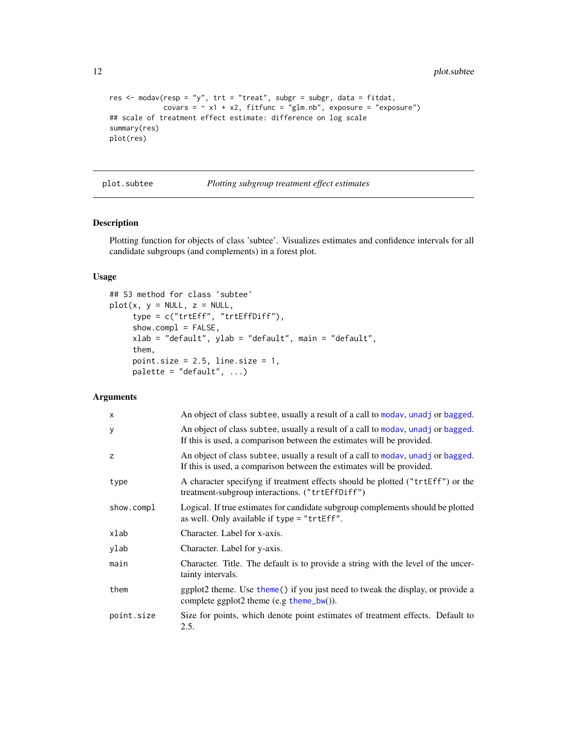```
res <- modav(resp = "y", trt = "treat", subgr = subgr, data = fitdat,
             covars = ~ x1 + x2, fitfunc = "glm.nb", exposure = "exposure")
## scale of treatment effect estimate: difference on log scale
summary(res)
plot(res)
```

## plot.subtee    *Plotting subgroup treatment effect estimates*

### Description

Plotting function for objects of class 'subtee'. Visualizes estimates and confidence intervals for all candidate subgroups (and complements) in a forest plot.

### Usage

```
## S3 method for class 'subtee'
plot(x, y = NULL, z = NULL,
     type = c("trtEff", "trtEffDiff"),
     show.compl = FALSE,
     xlab = "default", ylab = "default", main = "default",
     them,
     point.size = 2.5, line.size = 1,
     palette = "default", ...)
```

### Arguments

| | |
|---|---|
| `x` | An object of class `subtee`, usually a result of a call to `modav`, `unadj` or `bagged`. |
| `y` | An object of class `subtee`, usually a result of a call to `modav`, `unadj` or `bagged`. If this is used, a comparison between the estimates will be provided. |
| `z` | An object of class `subtee`, usually a result of a call to `modav`, `unadj` or `bagged`. If this is used, a comparison between the estimates will be provided. |
| `type` | A character specifyng if treatment effects should be plotted (`"trtEff"`) or the treatment-subgroup interactions. (`"trtEffDiff"`) |
| `show.compl` | Logical. If true estimates for candidate subgroup complements should be plotted as well. Only available if `type = "trtEff"`. |
| `xlab` | Character. Label for x-axis. |
| `ylab` | Character. Label for y-axis. |
| `main` | Character. Title. The default is to provide a string with the level of the uncertainty intervals. |
| `them` | ggplot2 theme. Use `theme()` if you just need to tweak the display, or provide a complete ggplot2 theme (e.g `theme_bw()`). |
| `point.size` | Size for points, which denote point estimates of treatment effects. Default to 2.5. |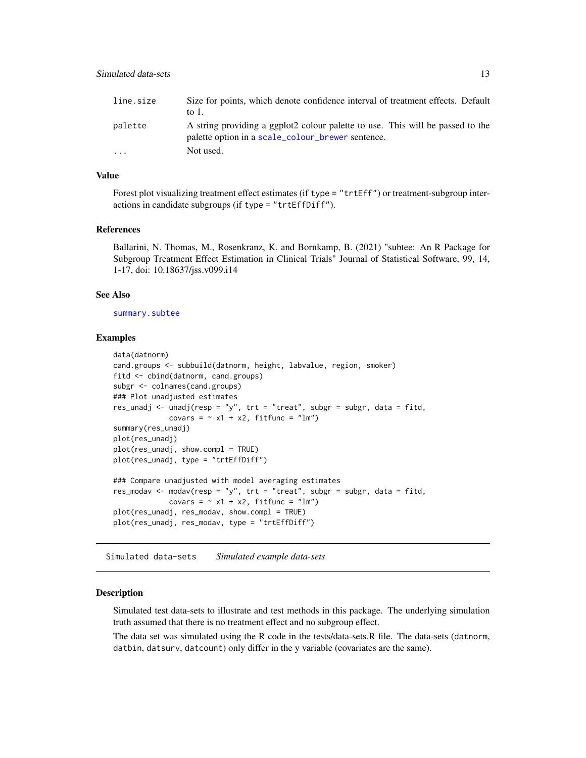| | |
|---|---|
| line.size | Size for points, which denote confidence interval of treatment effects. Default to 1. |
| palette | A string providing a ggplot2 colour palette to use. This will be passed to the palette option in a scale_colour_brewer sentence. |
| ... | Not used. |

### Value

Forest plot visualizing treatment effect estimates (if type = "trtEff") or treatment-subgroup interactions in candidate subgroups (if type = "trtEffDiff").

### References

Ballarini, N. Thomas, M., Rosenkranz, K. and Bornkamp, B. (2021) "subtee: An R Package for Subgroup Treatment Effect Estimation in Clinical Trials" Journal of Statistical Software, 99, 14, 1-17, doi: 10.18637/jss.v099.i14

### See Also

summary.subtee

### Examples

```
data(datnorm)
cand.groups <- subbuild(datnorm, height, labvalue, region, smoker)
fitd <- cbind(datnorm, cand.groups)
subgr <- colnames(cand.groups)
### Plot unadjusted estimates
res_unadj <- unadj(resp = "y", trt = "treat", subgr = subgr, data = fitd,
             covars = ~ x1 + x2, fitfunc = "lm")
summary(res_unadj)
plot(res_unadj)
plot(res_unadj, show.compl = TRUE)
plot(res_unadj, type = "trtEffDiff")

### Compare unadjusted with model averaging estimates
res_modav <- modav(resp = "y", trt = "treat", subgr = subgr, data = fitd,
             covars = ~ x1 + x2, fitfunc = "lm")
plot(res_unadj, res_modav, show.compl = TRUE)
plot(res_unadj, res_modav, type = "trtEffDiff")
```

## Simulated data-sets    *Simulated example data-sets*

### Description

Simulated test data-sets to illustrate and test methods in this package. The underlying simulation truth assumed that there is no treatment effect and no subgroup effect.

The data set was simulated using the R code in the tests/data-sets.R file. The data-sets (datnorm, datbin, datsurv, datcount) only differ in the y variable (covariates are the same).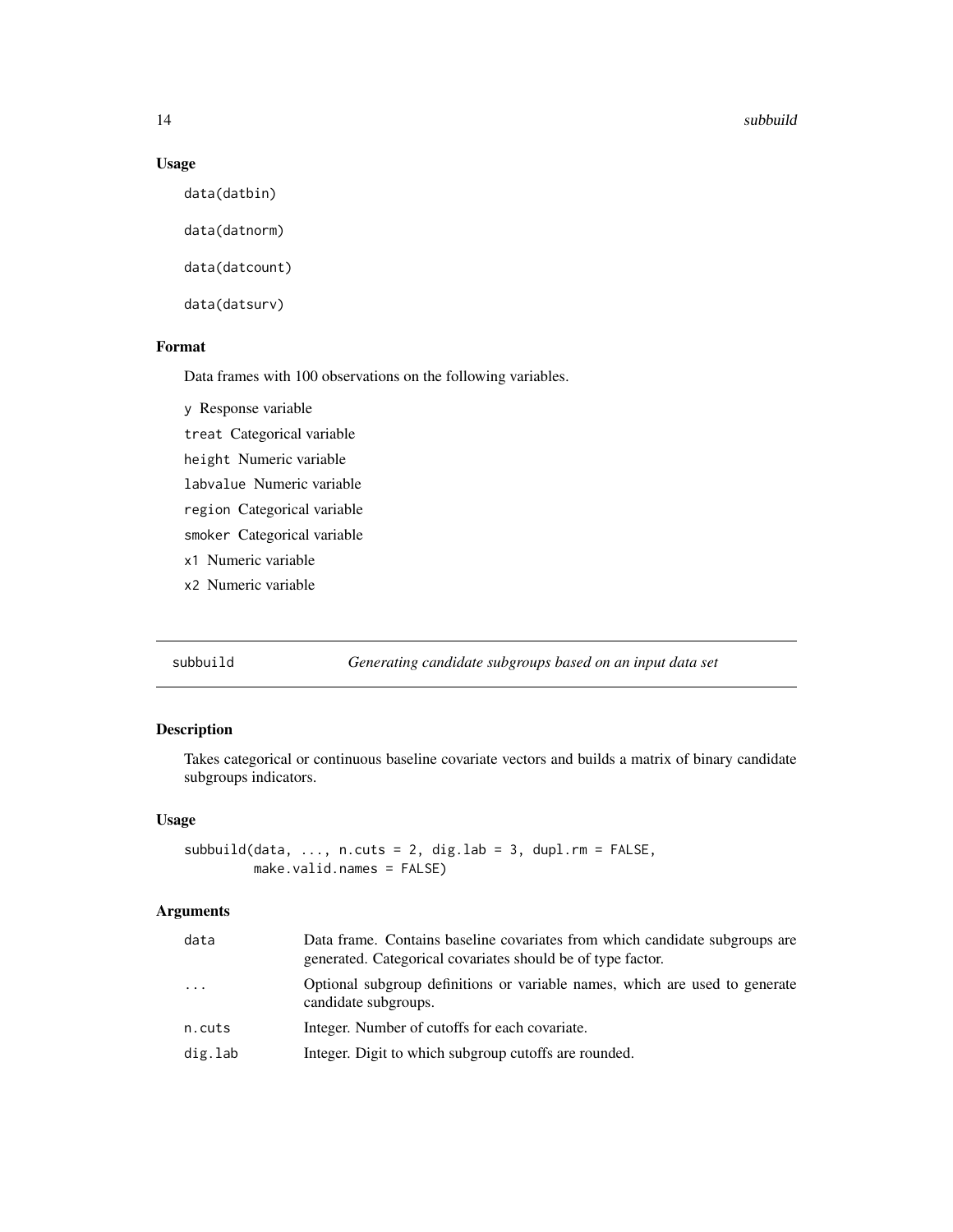### Usage

```
data(datbin)

data(datnorm)

data(datcount)

data(datsurv)
```

### Format

Data frames with 100 observations on the following variables.

- `y` Response variable
- `treat` Categorical variable
- `height` Numeric variable
- `labvalue` Numeric variable
- `region` Categorical variable
- `smoker` Categorical variable
- `x1` Numeric variable
- `x2` Numeric variable

---

## subbuild — *Generating candidate subgroups based on an input data set*

---

### Description

Takes categorical or continuous baseline covariate vectors and builds a matrix of binary candidate subgroups indicators.

### Usage

```
subbuild(data, ..., n.cuts = 2, dig.lab = 3, dupl.rm = FALSE,
         make.valid.names = FALSE)
```

### Arguments

| Argument | Description |
|---|---|
| `data` | Data frame. Contains baseline covariates from which candidate subgroups are generated. Categorical covariates should be of type factor. |
| `...` | Optional subgroup definitions or variable names, which are used to generate candidate subgroups. |
| `n.cuts` | Integer. Number of cutoffs for each covariate. |
| `dig.lab` | Integer. Digit to which subgroup cutoffs are rounded. |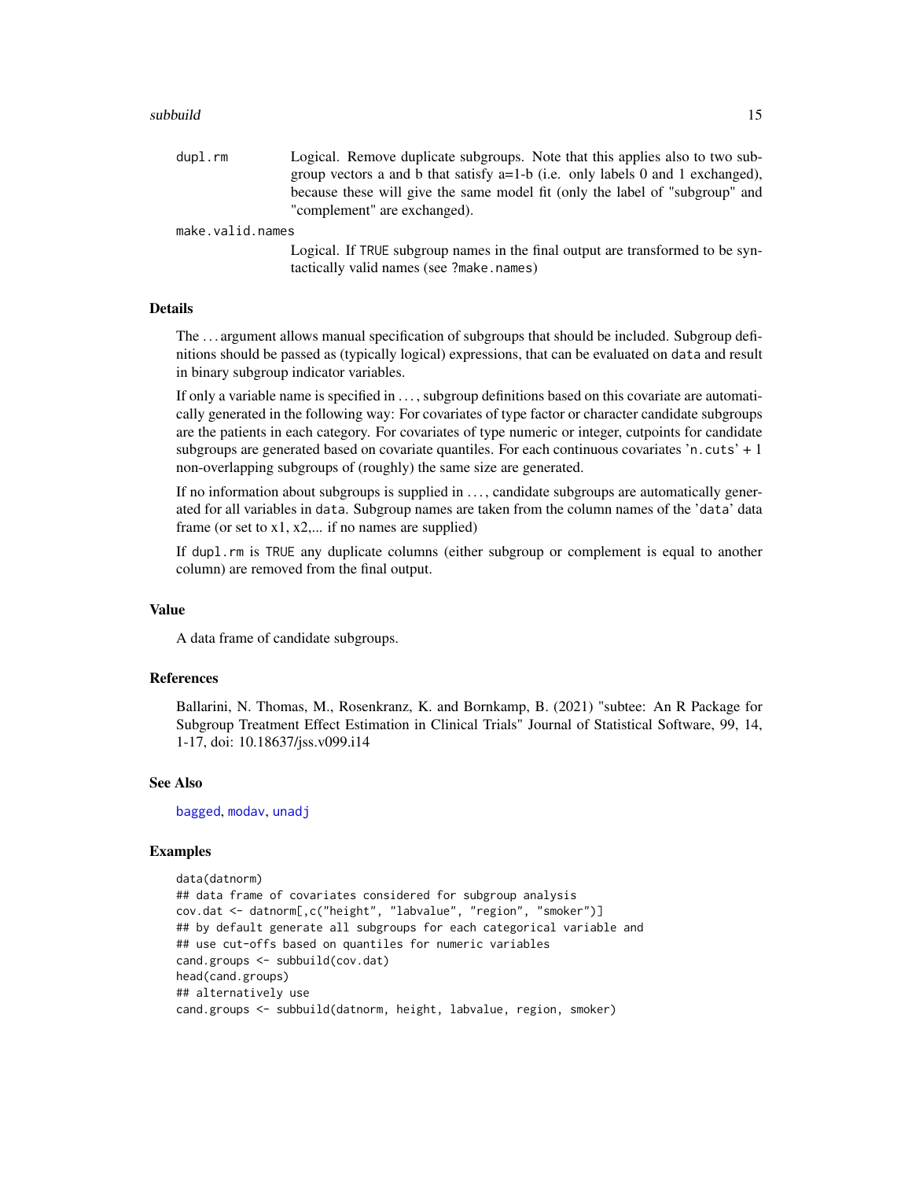dupl.rm
: Logical. Remove duplicate subgroups. Note that this applies also to two subgroup vectors a and b that satisfy a=1-b (i.e. only labels 0 and 1 exchanged), because these will give the same model fit (only the label of "subgroup" and "complement" are exchanged).

make.valid.names
: Logical. If TRUE subgroup names in the final output are transformed to be syntactically valid names (see ?make.names)

## Details

The ... argument allows manual specification of subgroups that should be included. Subgroup definitions should be passed as (typically logical) expressions, that can be evaluated on data and result in binary subgroup indicator variables.

If only a variable name is specified in ..., subgroup definitions based on this covariate are automatically generated in the following way: For covariates of type factor or character candidate subgroups are the patients in each category. For covariates of type numeric or integer, cutpoints for candidate subgroups are generated based on covariate quantiles. For each continuous covariates 'n.cuts' + 1 non-overlapping subgroups of (roughly) the same size are generated.

If no information about subgroups is supplied in ..., candidate subgroups are automatically generated for all variables in data. Subgroup names are taken from the column names of the 'data' data frame (or set to x1, x2,... if no names are supplied)

If dupl.rm is TRUE any duplicate columns (either subgroup or complement is equal to another column) are removed from the final output.

## Value

A data frame of candidate subgroups.

## References

Ballarini, N. Thomas, M., Rosenkranz, K. and Bornkamp, B. (2021) "subtee: An R Package for Subgroup Treatment Effect Estimation in Clinical Trials" Journal of Statistical Software, 99, 14, 1-17, doi: 10.18637/jss.v099.i14

## See Also

bagged, modav, unadj

## Examples

```
data(datnorm)
## data frame of covariates considered for subgroup analysis
cov.dat <- datnorm[,c("height", "labvalue", "region", "smoker")]
## by default generate all subgroups for each categorical variable and
## use cut-offs based on quantiles for numeric variables
cand.groups <- subbuild(cov.dat)
head(cand.groups)
## alternatively use
cand.groups <- subbuild(datnorm, height, labvalue, region, smoker)
```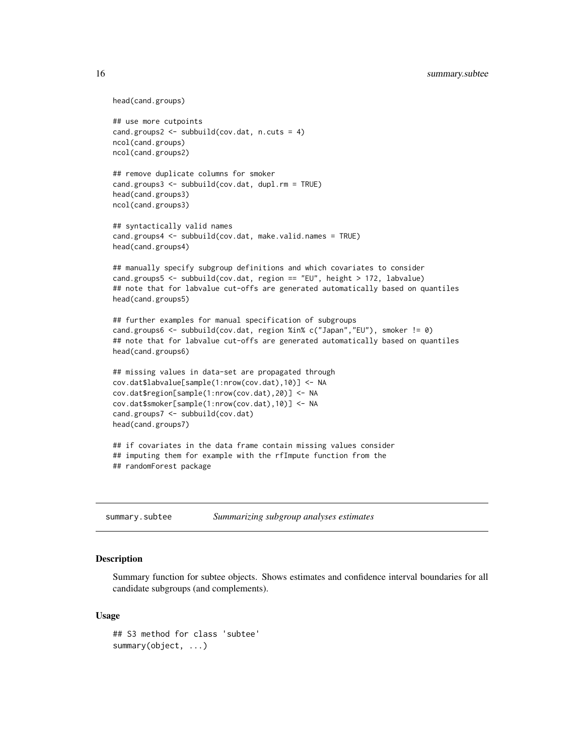```
head(cand.groups)

## use more cutpoints
cand.groups2 <- subbuild(cov.dat, n.cuts = 4)
ncol(cand.groups)
ncol(cand.groups2)

## remove duplicate columns for smoker
cand.groups3 <- subbuild(cov.dat, dupl.rm = TRUE)
head(cand.groups3)
ncol(cand.groups3)

## syntactically valid names
cand.groups4 <- subbuild(cov.dat, make.valid.names = TRUE)
head(cand.groups4)

## manually specify subgroup definitions and which covariates to consider
cand.groups5 <- subbuild(cov.dat, region == "EU", height > 172, labvalue)
## note that for labvalue cut-offs are generated automatically based on quantiles
head(cand.groups5)

## further examples for manual specification of subgroups
cand.groups6 <- subbuild(cov.dat, region %in% c("Japan","EU"), smoker != 0)
## note that for labvalue cut-offs are generated automatically based on quantiles
head(cand.groups6)

## missing values in data-set are propagated through
cov.dat$labvalue[sample(1:nrow(cov.dat),10)] <- NA
cov.dat$region[sample(1:nrow(cov.dat),20)] <- NA
cov.dat$smoker[sample(1:nrow(cov.dat),10)] <- NA
cand.groups7 <- subbuild(cov.dat)
head(cand.groups7)

## if covariates in the data frame contain missing values consider
## imputing them for example with the rfImpute function from the
## randomForest package
```

---

## summary.subtee *Summarizing subgroup analyses estimates*

### Description

Summary function for subtee objects. Shows estimates and confidence interval boundaries for all candidate subgroups (and complements).

### Usage

```
## S3 method for class 'subtee'
summary(object, ...)
```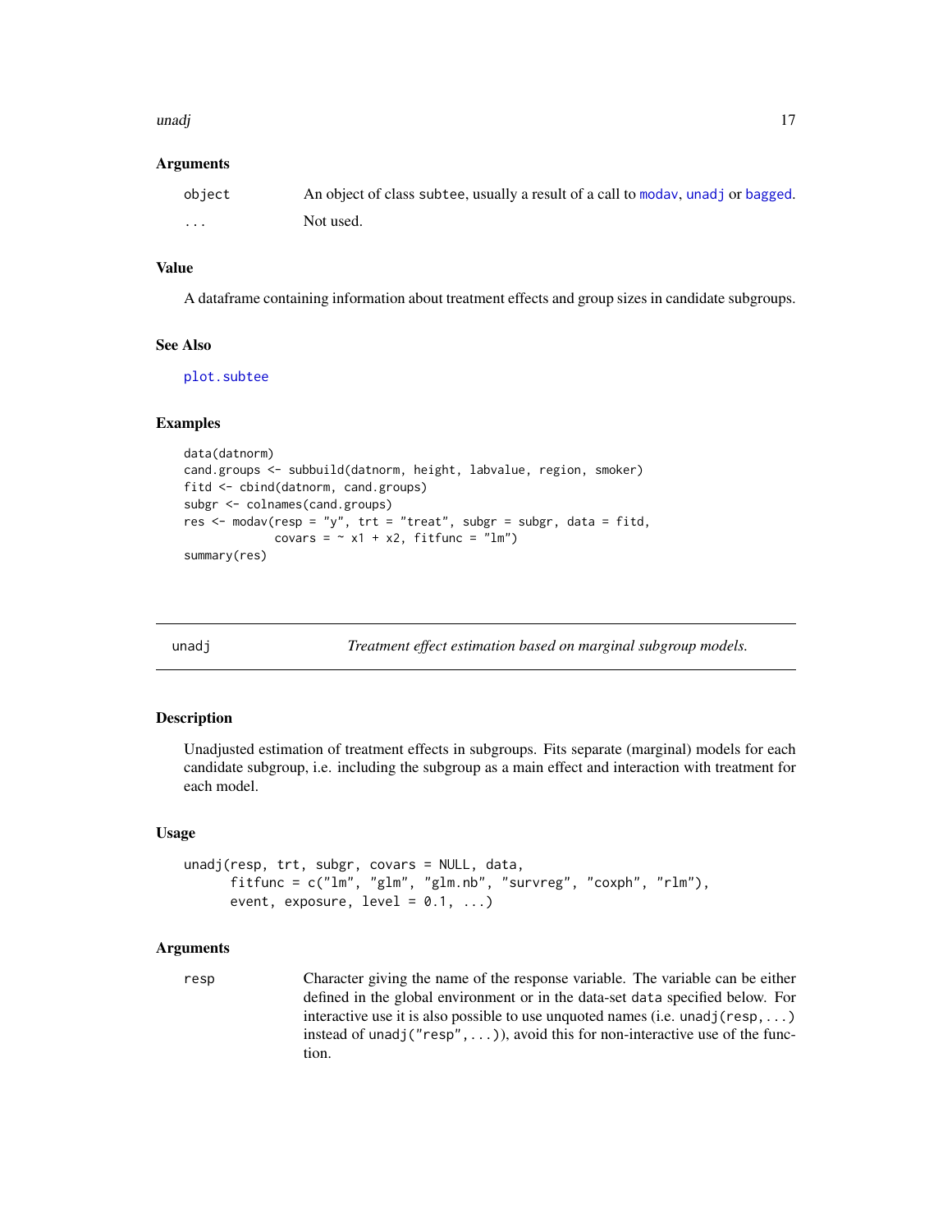### Arguments

| | |
|---|---|
| object | An object of class subtee, usually a result of a call to modav, unadj or bagged. |
| ... | Not used. |

### Value

A dataframe containing information about treatment effects and group sizes in candidate subgroups.

### See Also

plot.subtee

### Examples

```
data(datnorm)
cand.groups <- subbuild(datnorm, height, labvalue, region, smoker)
fitd <- cbind(datnorm, cand.groups)
subgr <- colnames(cand.groups)
res <- modav(resp = "y", trt = "treat", subgr = subgr, data = fitd,
             covars = ~ x1 + x2, fitfunc = "lm")
summary(res)
```

---

## unadj — *Treatment effect estimation based on marginal subgroup models.*

### Description

Unadjusted estimation of treatment effects in subgroups. Fits separate (marginal) models for each candidate subgroup, i.e. including the subgroup as a main effect and interaction with treatment for each model.

### Usage

```
unadj(resp, trt, subgr, covars = NULL, data,
      fitfunc = c("lm", "glm", "glm.nb", "survreg", "coxph", "rlm"),
      event, exposure, level = 0.1, ...)
```

### Arguments

| | |
|---|---|
| resp | Character giving the name of the response variable. The variable can be either defined in the global environment or in the data-set data specified below. For interactive use it is also possible to use unquoted names (i.e. unadj(resp,...) instead of unadj("resp",...)), avoid this for non-interactive use of the function. |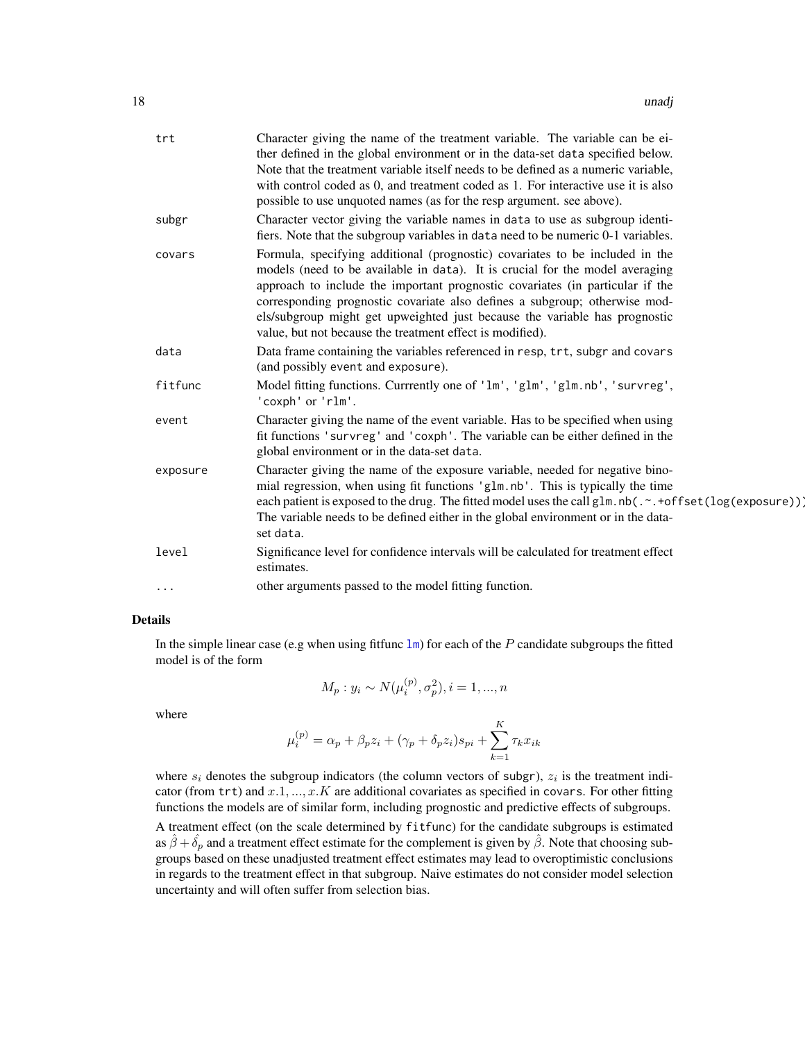| | |
|---|---|
| `trt` | Character giving the name of the treatment variable. The variable can be either defined in the global environment or in the data-set `data` specified below. Note that the treatment variable itself needs to be defined as a numeric variable, with control coded as 0, and treatment coded as 1. For interactive use it is also possible to use unquoted names (as for the resp argument. see above). |
| `subgr` | Character vector giving the variable names in `data` to use as subgroup identifiers. Note that the subgroup variables in `data` need to be numeric 0-1 variables. |
| `covars` | Formula, specifying additional (prognostic) covariates to be included in the models (need to be available in `data`). It is crucial for the model averaging approach to include the important prognostic covariates (in particular if the corresponding prognostic covariate also defines a subgroup; otherwise models/subgroup might get upweighted just because the variable has prognostic value, but not because the treatment effect is modified). |
| `data` | Data frame containing the variables referenced in `resp`, `trt`, `subgr` and `covars` (and possibly `event` and `exposure`). |
| `fitfunc` | Model fitting functions. Currrently one of `'lm'`, `'glm'`, `'glm.nb'`, `'survreg'`, `'coxph'` or `'rlm'`. |
| `event` | Character giving the name of the event variable. Has to be specified when using fit functions `'survreg'` and `'coxph'`. The variable can be either defined in the global environment or in the data-set `data`. |
| `exposure` | Character giving the name of the exposure variable, needed for negative binomial regression, when using fit functions `'glm.nb'`. This is typically the time each patient is exposed to the drug. The fitted model uses the call `glm.nb(.~.+offset(log(exposure)))` The variable needs to be defined either in the global environment or in the data-set `data`. |
| `level` | Significance level for confidence intervals will be calculated for treatment effect estimates. |
| `...` | other arguments passed to the model fitting function. |

## Details

In the simple linear case (e.g when using fitfunc `lm`) for each of the $P$ candidate subgroups the fitted model is of the form

$$M_p : y_i \sim N(\mu_i^{(p)}, \sigma_p^2), i = 1, ..., n$$

where

$$\mu_i^{(p)} = \alpha_p + \beta_p z_i + (\gamma_p + \delta_p z_i) s_{pi} + \sum_{k=1}^{K} \tau_k x_{ik}$$

where $s_i$ denotes the subgroup indicators (the column vectors of `subgr`), $z_i$ is the treatment indicator (from `trt`) and $x.1, ..., x.K$ are additional covariates as specified in `covars`. For other fitting functions the models are of similar form, including prognostic and predictive effects of subgroups.

A treatment effect (on the scale determined by `fitfunc`) for the candidate subgroups is estimated as $\hat{\beta} + \hat{\delta}_p$ and a treatment effect estimate for the complement is given by $\hat{\beta}$. Note that choosing subgroups based on these unadjusted treatment effect estimates may lead to overoptimistic conclusions in regards to the treatment effect in that subgroup. Naive estimates do not consider model selection uncertainty and will often suffer from selection bias.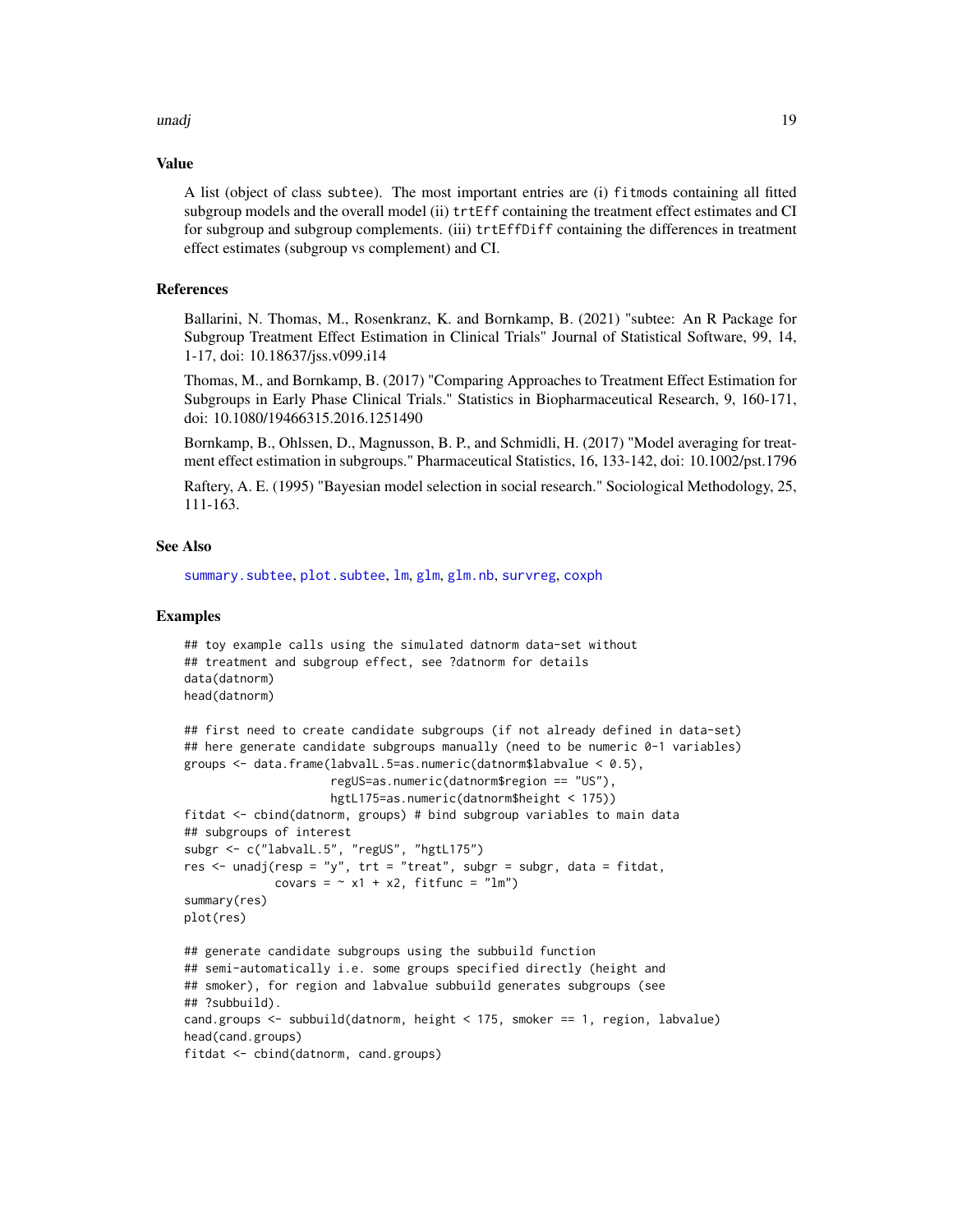## Value

A list (object of class subtee). The most important entries are (i) fitmods containing all fitted subgroup models and the overall model (ii) trtEff containing the treatment effect estimates and CI for subgroup and subgroup complements. (iii) trtEffDiff containing the differences in treatment effect estimates (subgroup vs complement) and CI.

## References

Ballarini, N. Thomas, M., Rosenkranz, K. and Bornkamp, B. (2021) "subtee: An R Package for Subgroup Treatment Effect Estimation in Clinical Trials" Journal of Statistical Software, 99, 14, 1-17, doi: 10.18637/jss.v099.i14

Thomas, M., and Bornkamp, B. (2017) "Comparing Approaches to Treatment Effect Estimation for Subgroups in Early Phase Clinical Trials." Statistics in Biopharmaceutical Research, 9, 160-171, doi: 10.1080/19466315.2016.1251490

Bornkamp, B., Ohlssen, D., Magnusson, B. P., and Schmidli, H. (2017) "Model averaging for treatment effect estimation in subgroups." Pharmaceutical Statistics, 16, 133-142, doi: 10.1002/pst.1796

Raftery, A. E. (1995) "Bayesian model selection in social research." Sociological Methodology, 25, 111-163.

## See Also

summary.subtee, plot.subtee, lm, glm, glm.nb, survreg, coxph

## Examples

```
## toy example calls using the simulated datnorm data-set without
## treatment and subgroup effect, see ?datnorm for details
data(datnorm)
head(datnorm)

## first need to create candidate subgroups (if not already defined in data-set)
## here generate candidate subgroups manually (need to be numeric 0-1 variables)
groups <- data.frame(labvalL.5=as.numeric(datnorm$labvalue < 0.5),
                     regUS=as.numeric(datnorm$region == "US"),
                     hgtL175=as.numeric(datnorm$height < 175))
fitdat <- cbind(datnorm, groups) # bind subgroup variables to main data
## subgroups of interest
subgr <- c("labvalL.5", "regUS", "hgtL175")
res <- unadj(resp = "y", trt = "treat", subgr = subgr, data = fitdat,
             covars = ~ x1 + x2, fitfunc = "lm")
summary(res)
plot(res)

## generate candidate subgroups using the subbuild function
## semi-automatically i.e. some groups specified directly (height and
## smoker), for region and labvalue subbuild generates subgroups (see
## ?subbuild).
cand.groups <- subbuild(datnorm, height < 175, smoker == 1, region, labvalue)
head(cand.groups)
fitdat <- cbind(datnorm, cand.groups)
```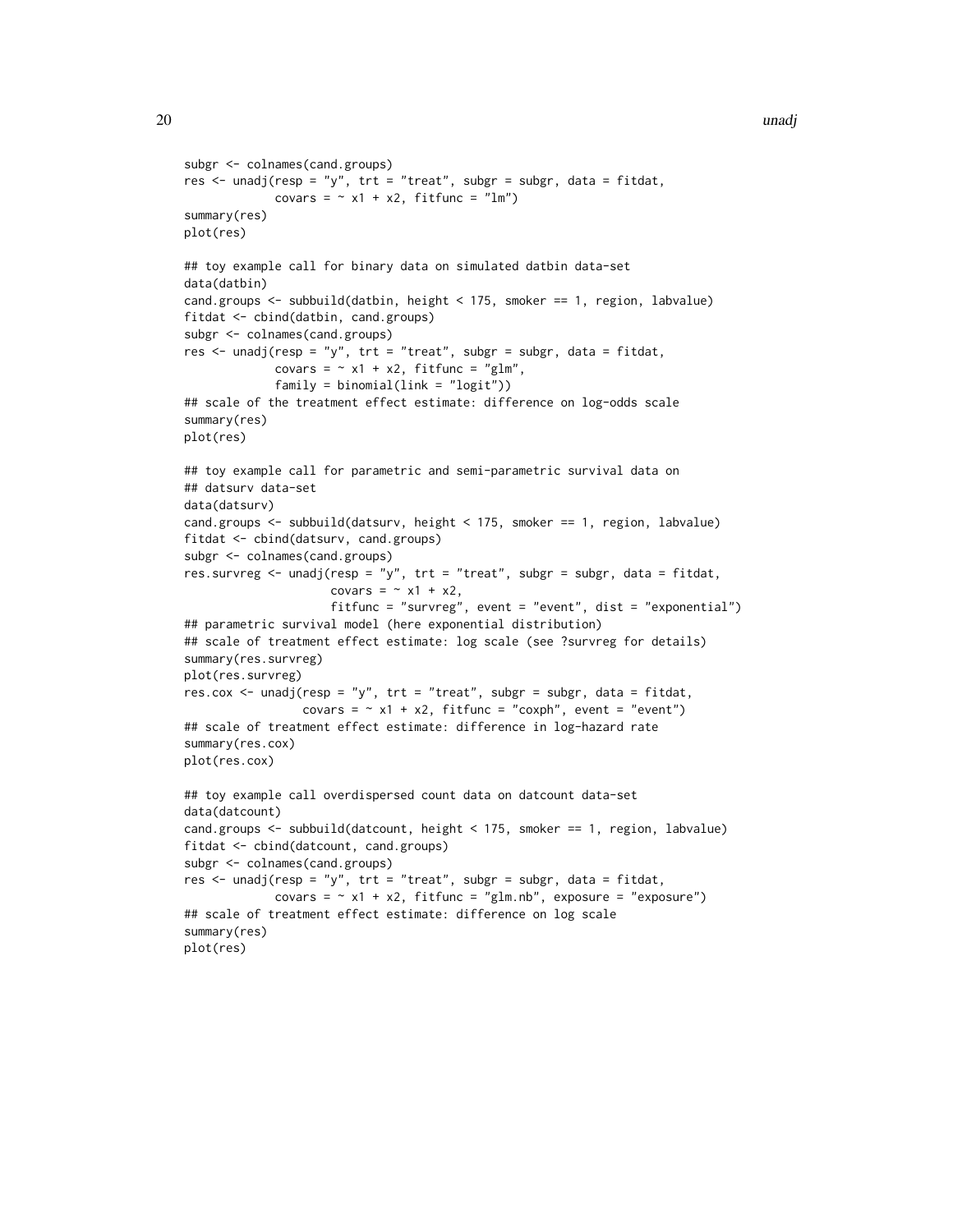```
subgr <- colnames(cand.groups)
res <- unadj(resp = "y", trt = "treat", subgr = subgr, data = fitdat,
             covars = ~ x1 + x2, fitfunc = "lm")
summary(res)
plot(res)

## toy example call for binary data on simulated datbin data-set
data(datbin)
cand.groups <- subbuild(datbin, height < 175, smoker == 1, region, labvalue)
fitdat <- cbind(datbin, cand.groups)
subgr <- colnames(cand.groups)
res <- unadj(resp = "y", trt = "treat", subgr = subgr, data = fitdat,
             covars = ~ x1 + x2, fitfunc = "glm",
             family = binomial(link = "logit"))
## scale of the treatment effect estimate: difference on log-odds scale
summary(res)
plot(res)

## toy example call for parametric and semi-parametric survival data on
## datsurv data-set
data(datsurv)
cand.groups <- subbuild(datsurv, height < 175, smoker == 1, region, labvalue)
fitdat <- cbind(datsurv, cand.groups)
subgr <- colnames(cand.groups)
res.survreg <- unadj(resp = "y", trt = "treat", subgr = subgr, data = fitdat,
                     covars = ~ x1 + x2,
                     fitfunc = "survreg", event = "event", dist = "exponential")
## parametric survival model (here exponential distribution)
## scale of treatment effect estimate: log scale (see ?survreg for details)
summary(res.survreg)
plot(res.survreg)
res.cox <- unadj(resp = "y", trt = "treat", subgr = subgr, data = fitdat,
                 covars = ~ x1 + x2, fitfunc = "coxph", event = "event")
## scale of treatment effect estimate: difference in log-hazard rate
summary(res.cox)
plot(res.cox)

## toy example call overdispersed count data on datcount data-set
data(datcount)
cand.groups <- subbuild(datcount, height < 175, smoker == 1, region, labvalue)
fitdat <- cbind(datcount, cand.groups)
subgr <- colnames(cand.groups)
res <- unadj(resp = "y", trt = "treat", subgr = subgr, data = fitdat,
             covars = ~ x1 + x2, fitfunc = "glm.nb", exposure = "exposure")
## scale of treatment effect estimate: difference on log scale
summary(res)
plot(res)
```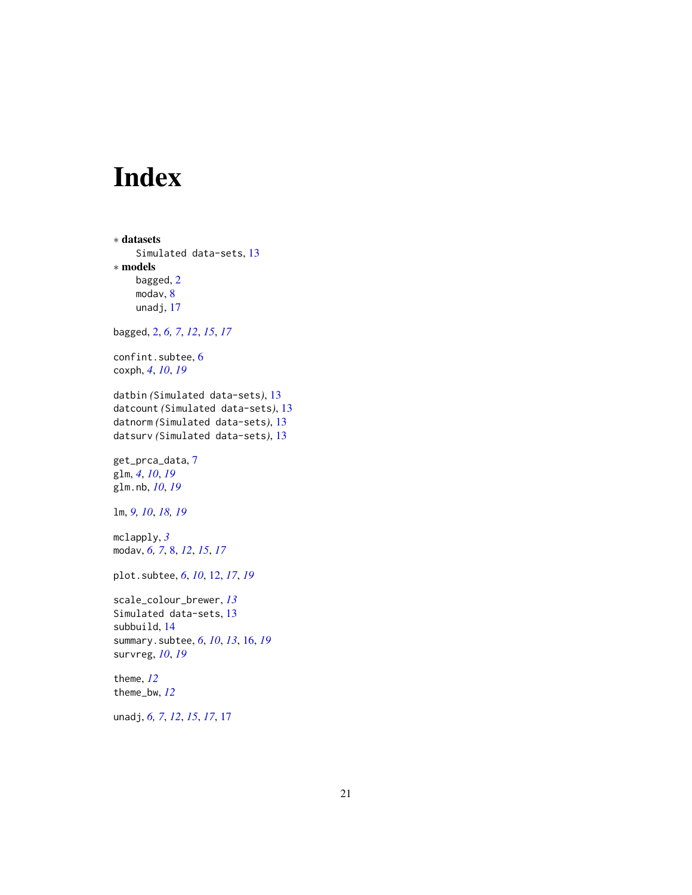# Index

∗ **datasets**
    Simulated data-sets, 13

∗ **models**
    bagged, 2
    modav, 8
    unadj, 17

bagged, 2, *6, 7*, *12*, *15*, *17*

confint.subtee, 6
coxph, *4*, *10*, *19*

datbin *(*Simulated data-sets*)*, 13
datcount *(*Simulated data-sets*)*, 13
datnorm *(*Simulated data-sets*)*, 13
datsurv *(*Simulated data-sets*)*, 13

get_prca_data, 7
glm, *4*, *10*, *19*
glm.nb, *10*, *19*

lm, *9, 10*, *18, 19*

mclapply, *3*
modav, *6, 7*, 8, *12*, *15*, *17*

plot.subtee, *6*, *10*, 12, *17*, *19*

scale_colour_brewer, *13*
Simulated data-sets, 13
subbuild, 14
summary.subtee, *6*, *10*, *13*, 16, *19*
survreg, *10*, *19*

theme, *12*
theme_bw, *12*

unadj, *6, 7*, *12*, *15*, *17*, 17